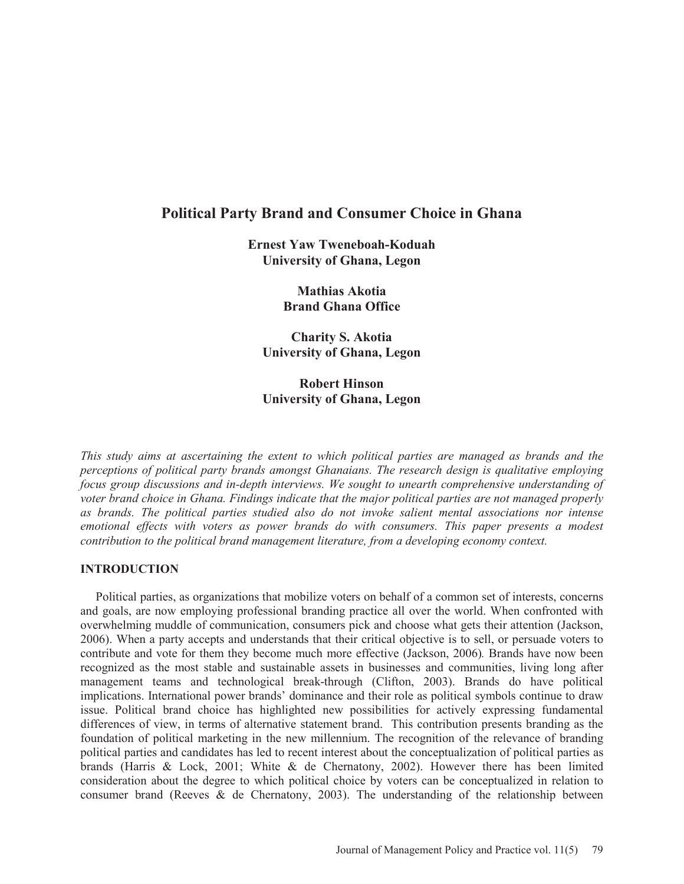# Political Party Brand and Consumer Choice in Ghana

**Ernest Yaw Tweneboah-Koduah**
**University of Ghana, Legon**

**Mathias Akotia**
**Brand Ghana Office**

**Charity S. Akotia**
**University of Ghana, Legon**

**Robert Hinson**
**University of Ghana, Legon**

*This study aims at ascertaining the extent to which political parties are managed as brands and the perceptions of political party brands amongst Ghanaians. The research design is qualitative employing focus group discussions and in-depth interviews. We sought to unearth comprehensive understanding of voter brand choice in Ghana. Findings indicate that the major political parties are not managed properly as brands. The political parties studied also do not invoke salient mental associations nor intense emotional effects with voters as power brands do with consumers. This paper presents a modest contribution to the political brand management literature, from a developing economy context.*

## INTRODUCTION

Political parties, as organizations that mobilize voters on behalf of a common set of interests, concerns and goals, are now employing professional branding practice all over the world. When confronted with overwhelming muddle of communication, consumers pick and choose what gets their attention (Jackson, 2006). When a party accepts and understands that their critical objective is to sell, or persuade voters to contribute and vote for them they become much more effective (Jackson, 2006)*.* Brands have now been recognized as the most stable and sustainable assets in businesses and communities, living long after management teams and technological break-through (Clifton, 2003). Brands do have political implications. International power brands' dominance and their role as political symbols continue to draw issue. Political brand choice has highlighted new possibilities for actively expressing fundamental differences of view, in terms of alternative statement brand. This contribution presents branding as the foundation of political marketing in the new millennium. The recognition of the relevance of branding political parties and candidates has led to recent interest about the conceptualization of political parties as brands (Harris & Lock, 2001; White & de Chernatony, 2002). However there has been limited consideration about the degree to which political choice by voters can be conceptualized in relation to consumer brand (Reeves & de Chernatony, 2003). The understanding of the relationship between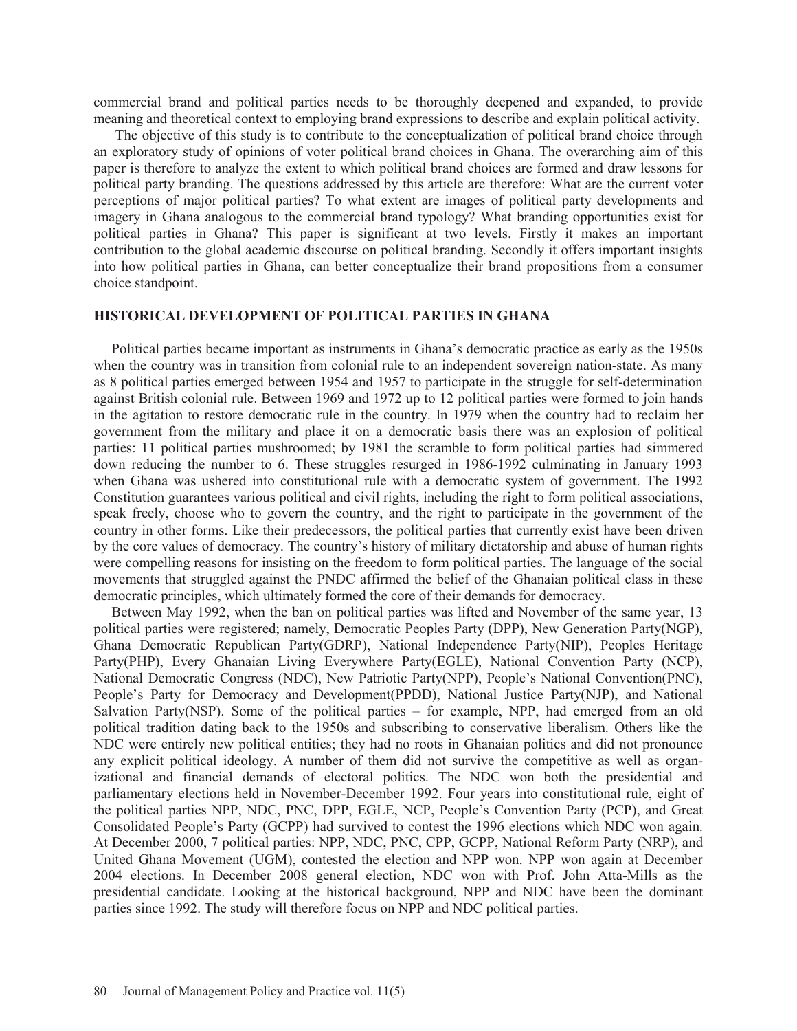commercial brand and political parties needs to be thoroughly deepened and expanded, to provide meaning and theoretical context to employing brand expressions to describe and explain political activity.

The objective of this study is to contribute to the conceptualization of political brand choice through an exploratory study of opinions of voter political brand choices in Ghana. The overarching aim of this paper is therefore to analyze the extent to which political brand choices are formed and draw lessons for political party branding. The questions addressed by this article are therefore: What are the current voter perceptions of major political parties? To what extent are images of political party developments and imagery in Ghana analogous to the commercial brand typology? What branding opportunities exist for political parties in Ghana? This paper is significant at two levels. Firstly it makes an important contribution to the global academic discourse on political branding. Secondly it offers important insights into how political parties in Ghana, can better conceptualize their brand propositions from a consumer choice standpoint.

## HISTORICAL DEVELOPMENT OF POLITICAL PARTIES IN GHANA

Political parties became important as instruments in Ghana's democratic practice as early as the 1950s when the country was in transition from colonial rule to an independent sovereign nation-state. As many as 8 political parties emerged between 1954 and 1957 to participate in the struggle for self-determination against British colonial rule. Between 1969 and 1972 up to 12 political parties were formed to join hands in the agitation to restore democratic rule in the country. In 1979 when the country had to reclaim her government from the military and place it on a democratic basis there was an explosion of political parties: 11 political parties mushroomed; by 1981 the scramble to form political parties had simmered down reducing the number to 6. These struggles resurged in 1986-1992 culminating in January 1993 when Ghana was ushered into constitutional rule with a democratic system of government. The 1992 Constitution guarantees various political and civil rights, including the right to form political associations, speak freely, choose who to govern the country, and the right to participate in the government of the country in other forms. Like their predecessors, the political parties that currently exist have been driven by the core values of democracy. The country's history of military dictatorship and abuse of human rights were compelling reasons for insisting on the freedom to form political parties. The language of the social movements that struggled against the PNDC affirmed the belief of the Ghanaian political class in these democratic principles, which ultimately formed the core of their demands for democracy.

Between May 1992, when the ban on political parties was lifted and November of the same year, 13 political parties were registered; namely, Democratic Peoples Party (DPP), New Generation Party(NGP), Ghana Democratic Republican Party(GDRP), National Independence Party(NIP), Peoples Heritage Party(PHP), Every Ghanaian Living Everywhere Party(EGLE), National Convention Party (NCP), National Democratic Congress (NDC), New Patriotic Party(NPP), People's National Convention(PNC), People's Party for Democracy and Development(PPDD), National Justice Party(NJP), and National Salvation Party(NSP). Some of the political parties – for example, NPP, had emerged from an old political tradition dating back to the 1950s and subscribing to conservative liberalism. Others like the NDC were entirely new political entities; they had no roots in Ghanaian politics and did not pronounce any explicit political ideology. A number of them did not survive the competitive as well as organizational and financial demands of electoral politics. The NDC won both the presidential and parliamentary elections held in November-December 1992. Four years into constitutional rule, eight of the political parties NPP, NDC, PNC, DPP, EGLE, NCP, People's Convention Party (PCP), and Great Consolidated People's Party (GCPP) had survived to contest the 1996 elections which NDC won again. At December 2000, 7 political parties: NPP, NDC, PNC, CPP, GCPP, National Reform Party (NRP), and United Ghana Movement (UGM), contested the election and NPP won. NPP won again at December 2004 elections. In December 2008 general election, NDC won with Prof. John Atta-Mills as the presidential candidate. Looking at the historical background, NPP and NDC have been the dominant parties since 1992. The study will therefore focus on NPP and NDC political parties.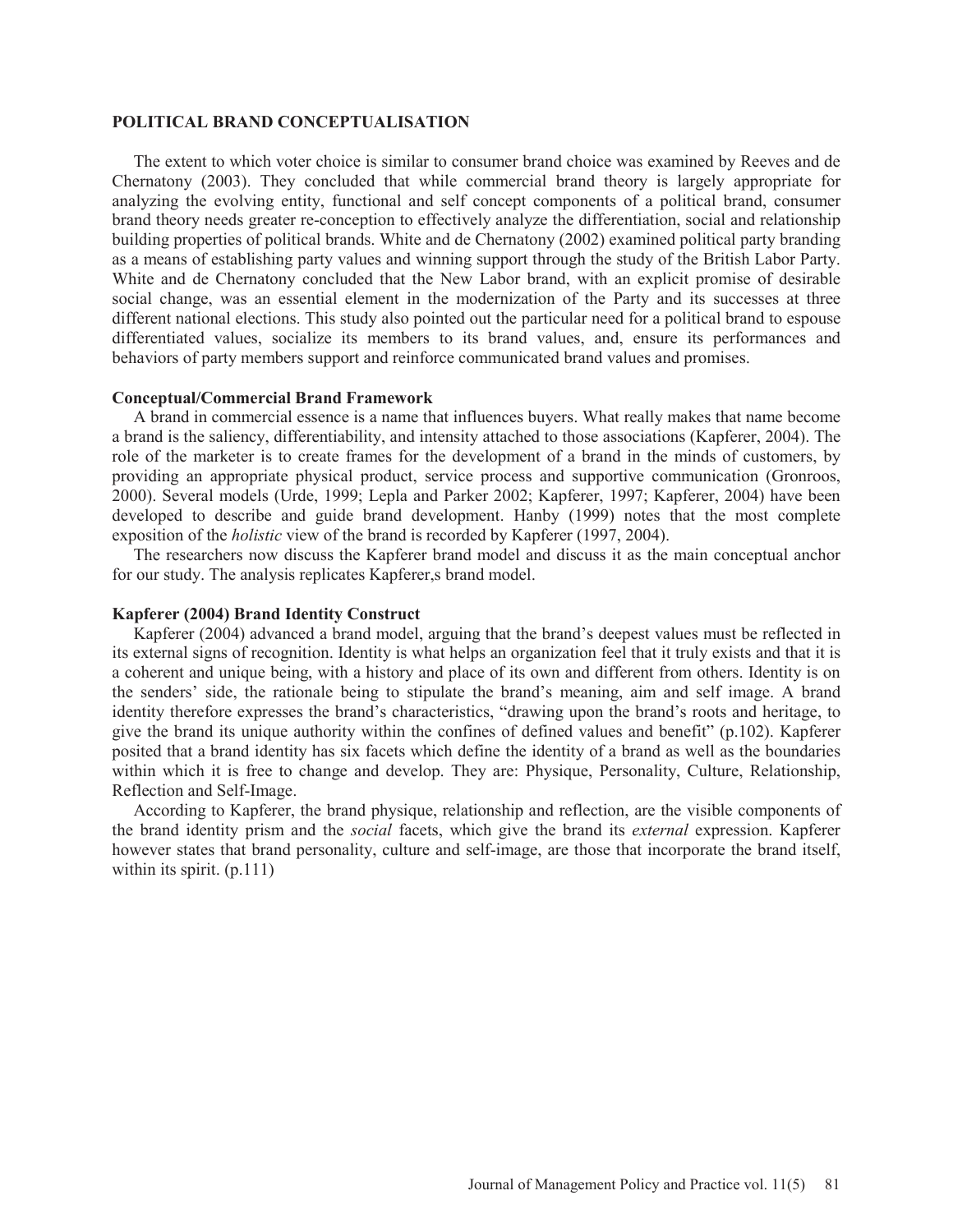## POLITICAL BRAND CONCEPTUALISATION

The extent to which voter choice is similar to consumer brand choice was examined by Reeves and de Chernatony (2003). They concluded that while commercial brand theory is largely appropriate for analyzing the evolving entity, functional and self concept components of a political brand, consumer brand theory needs greater re-conception to effectively analyze the differentiation, social and relationship building properties of political brands. White and de Chernatony (2002) examined political party branding as a means of establishing party values and winning support through the study of the British Labor Party. White and de Chernatony concluded that the New Labor brand, with an explicit promise of desirable social change, was an essential element in the modernization of the Party and its successes at three different national elections. This study also pointed out the particular need for a political brand to espouse differentiated values, socialize its members to its brand values, and, ensure its performances and behaviors of party members support and reinforce communicated brand values and promises.

### Conceptual/Commercial Brand Framework

A brand in commercial essence is a name that influences buyers. What really makes that name become a brand is the saliency, differentiability, and intensity attached to those associations (Kapferer, 2004). The role of the marketer is to create frames for the development of a brand in the minds of customers, by providing an appropriate physical product, service process and supportive communication (Gronroos, 2000). Several models (Urde, 1999; Lepla and Parker 2002; Kapferer, 1997; Kapferer, 2004) have been developed to describe and guide brand development. Hanby (1999) notes that the most complete exposition of the *holistic* view of the brand is recorded by Kapferer (1997, 2004).

The researchers now discuss the Kapferer brand model and discuss it as the main conceptual anchor for our study. The analysis replicates Kapferer,s brand model.

### Kapferer (2004) Brand Identity Construct

Kapferer (2004) advanced a brand model, arguing that the brand's deepest values must be reflected in its external signs of recognition. Identity is what helps an organization feel that it truly exists and that it is a coherent and unique being, with a history and place of its own and different from others. Identity is on the senders' side, the rationale being to stipulate the brand's meaning, aim and self image. A brand identity therefore expresses the brand's characteristics, "drawing upon the brand's roots and heritage, to give the brand its unique authority within the confines of defined values and benefit" (p.102). Kapferer posited that a brand identity has six facets which define the identity of a brand as well as the boundaries within which it is free to change and develop. They are: Physique, Personality, Culture, Relationship, Reflection and Self-Image.

According to Kapferer, the brand physique, relationship and reflection, are the visible components of the brand identity prism and the *social* facets, which give the brand its *external* expression. Kapferer however states that brand personality, culture and self-image, are those that incorporate the brand itself, within its spirit. (p.111)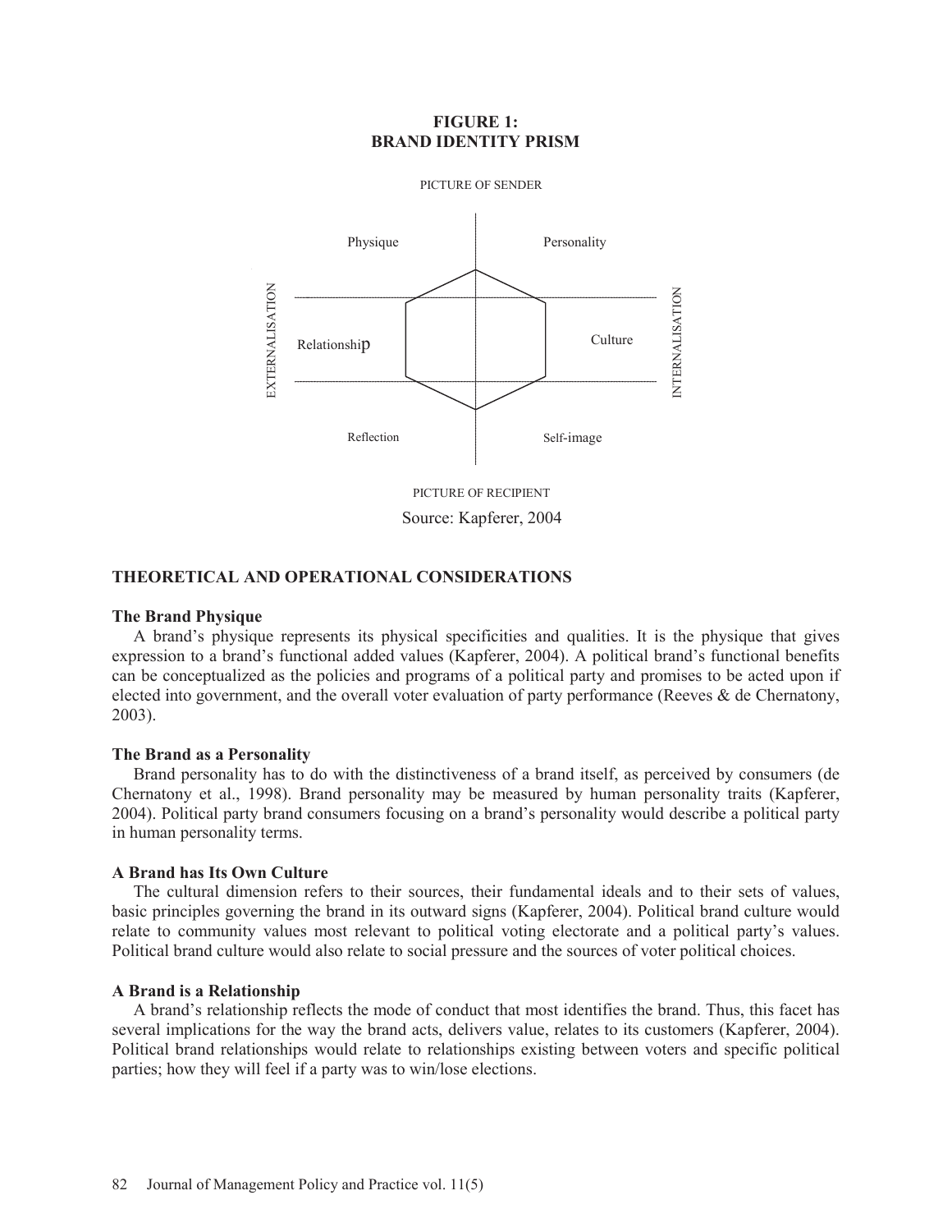**FIGURE 1:**
**BRAND IDENTITY PRISM**

PICTURE OF SENDER

| EXTERNALISATION | | INTERNALISATION |
|---|---|---|
| Physique | | Personality |
| Relationship | | Culture |
| Reflection | | Self-image |

PICTURE OF RECIPIENT

Source: Kapferer, 2004

## THEORETICAL AND OPERATIONAL CONSIDERATIONS

### The Brand Physique

A brand's physique represents its physical specificities and qualities. It is the physique that gives expression to a brand's functional added values (Kapferer, 2004). A political brand's functional benefits can be conceptualized as the policies and programs of a political party and promises to be acted upon if elected into government, and the overall voter evaluation of party performance (Reeves & de Chernatony, 2003).

### The Brand as a Personality

Brand personality has to do with the distinctiveness of a brand itself, as perceived by consumers (de Chernatony et al., 1998). Brand personality may be measured by human personality traits (Kapferer, 2004). Political party brand consumers focusing on a brand's personality would describe a political party in human personality terms.

### A Brand has Its Own Culture

The cultural dimension refers to their sources, their fundamental ideals and to their sets of values, basic principles governing the brand in its outward signs (Kapferer, 2004). Political brand culture would relate to community values most relevant to political voting electorate and a political party's values. Political brand culture would also relate to social pressure and the sources of voter political choices.

### A Brand is a Relationship

A brand's relationship reflects the mode of conduct that most identifies the brand. Thus, this facet has several implications for the way the brand acts, delivers value, relates to its customers (Kapferer, 2004). Political brand relationships would relate to relationships existing between voters and specific political parties; how they will feel if a party was to win/lose elections.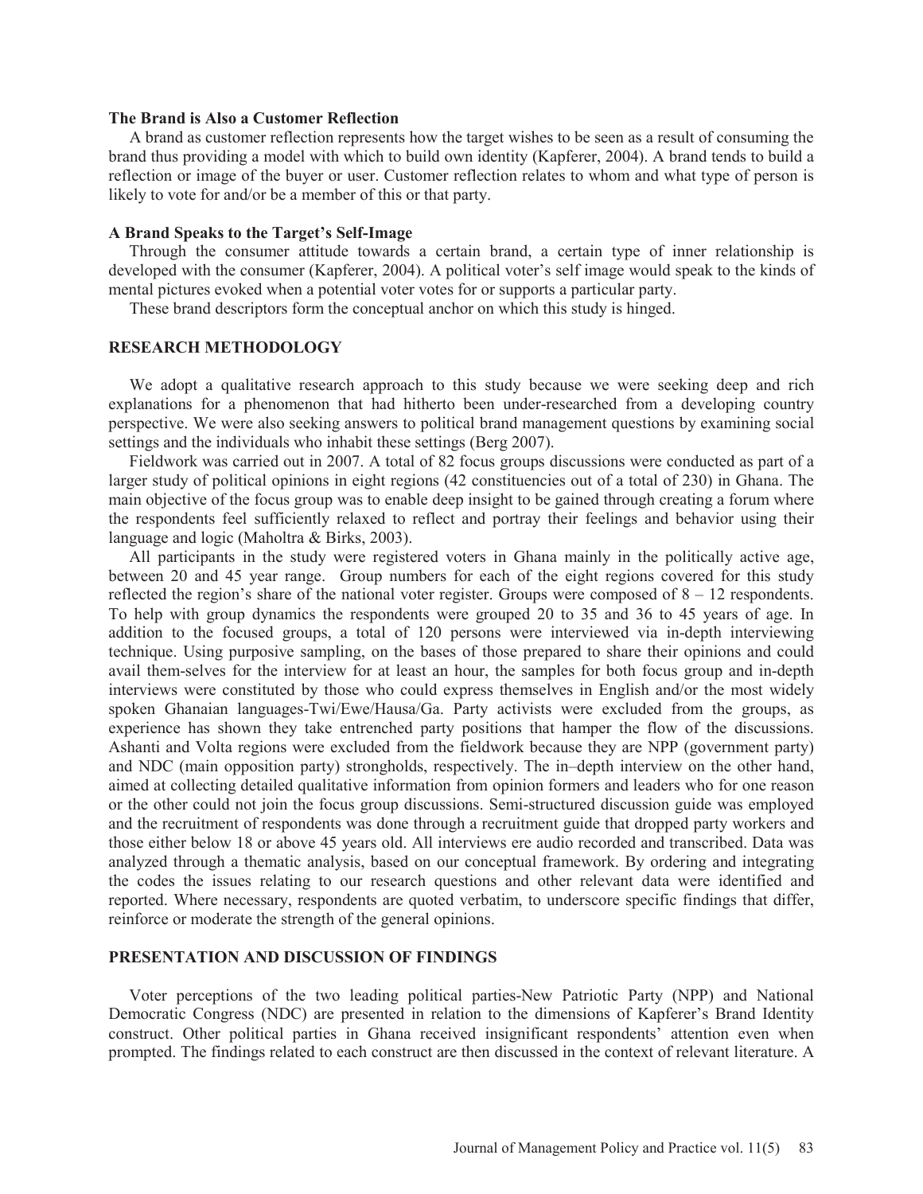### The Brand is Also a Customer Reflection

A brand as customer reflection represents how the target wishes to be seen as a result of consuming the brand thus providing a model with which to build own identity (Kapferer, 2004). A brand tends to build a reflection or image of the buyer or user. Customer reflection relates to whom and what type of person is likely to vote for and/or be a member of this or that party.

### A Brand Speaks to the Target's Self-Image

Through the consumer attitude towards a certain brand, a certain type of inner relationship is developed with the consumer (Kapferer, 2004). A political voter's self image would speak to the kinds of mental pictures evoked when a potential voter votes for or supports a particular party.

These brand descriptors form the conceptual anchor on which this study is hinged.

## RESEARCH METHODOLOGY

We adopt a qualitative research approach to this study because we were seeking deep and rich explanations for a phenomenon that had hitherto been under-researched from a developing country perspective. We were also seeking answers to political brand management questions by examining social settings and the individuals who inhabit these settings (Berg 2007).

Fieldwork was carried out in 2007. A total of 82 focus groups discussions were conducted as part of a larger study of political opinions in eight regions (42 constituencies out of a total of 230) in Ghana. The main objective of the focus group was to enable deep insight to be gained through creating a forum where the respondents feel sufficiently relaxed to reflect and portray their feelings and behavior using their language and logic (Maholtra & Birks, 2003).

All participants in the study were registered voters in Ghana mainly in the politically active age, between 20 and 45 year range. Group numbers for each of the eight regions covered for this study reflected the region's share of the national voter register. Groups were composed of 8 – 12 respondents. To help with group dynamics the respondents were grouped 20 to 35 and 36 to 45 years of age. In addition to the focused groups, a total of 120 persons were interviewed via in-depth interviewing technique. Using purposive sampling, on the bases of those prepared to share their opinions and could avail them-selves for the interview for at least an hour, the samples for both focus group and in-depth interviews were constituted by those who could express themselves in English and/or the most widely spoken Ghanaian languages-Twi/Ewe/Hausa/Ga. Party activists were excluded from the groups, as experience has shown they take entrenched party positions that hamper the flow of the discussions. Ashanti and Volta regions were excluded from the fieldwork because they are NPP (government party) and NDC (main opposition party) strongholds, respectively. The in–depth interview on the other hand, aimed at collecting detailed qualitative information from opinion formers and leaders who for one reason or the other could not join the focus group discussions. Semi-structured discussion guide was employed and the recruitment of respondents was done through a recruitment guide that dropped party workers and those either below 18 or above 45 years old. All interviews ere audio recorded and transcribed. Data was analyzed through a thematic analysis, based on our conceptual framework. By ordering and integrating the codes the issues relating to our research questions and other relevant data were identified and reported. Where necessary, respondents are quoted verbatim, to underscore specific findings that differ, reinforce or moderate the strength of the general opinions.

## PRESENTATION AND DISCUSSION OF FINDINGS

Voter perceptions of the two leading political parties-New Patriotic Party (NPP) and National Democratic Congress (NDC) are presented in relation to the dimensions of Kapferer's Brand Identity construct. Other political parties in Ghana received insignificant respondents' attention even when prompted. The findings related to each construct are then discussed in the context of relevant literature. A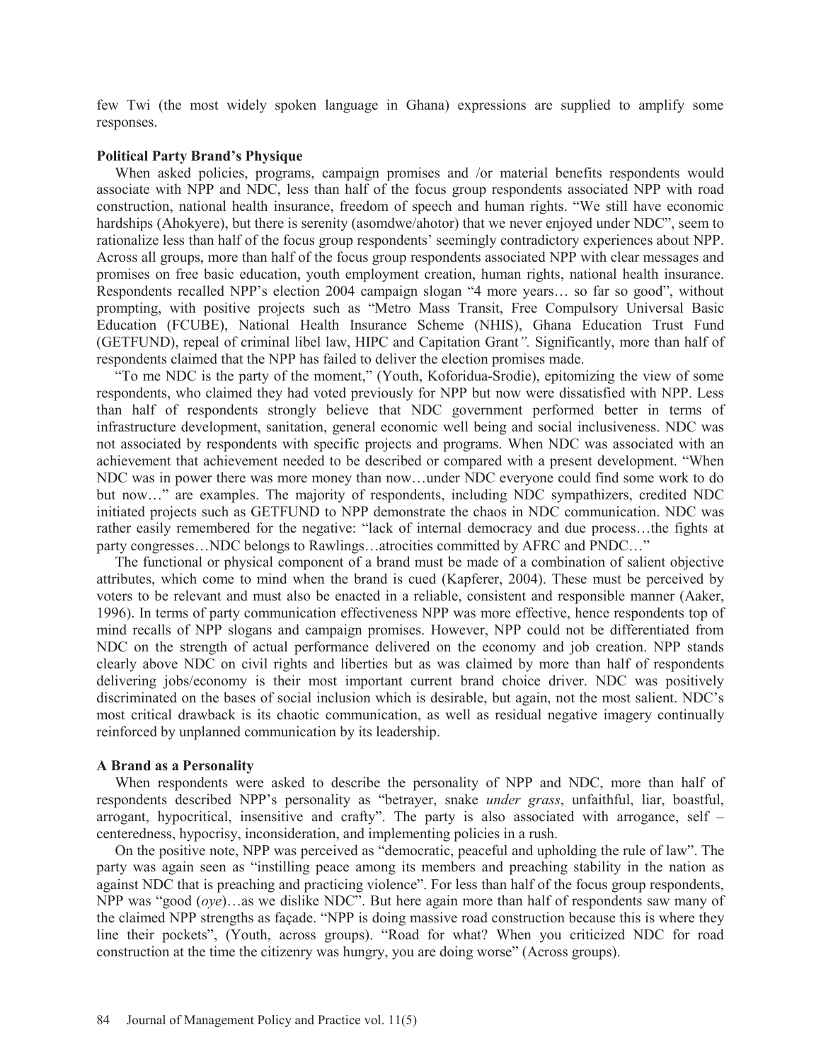few Twi (the most widely spoken language in Ghana) expressions are supplied to amplify some responses.

**Political Party Brand's Physique**

When asked policies, programs, campaign promises and /or material benefits respondents would associate with NPP and NDC, less than half of the focus group respondents associated NPP with road construction, national health insurance, freedom of speech and human rights. "We still have economic hardships (Ahokyere), but there is serenity (asomdwe/ahotor) that we never enjoyed under NDC", seem to rationalize less than half of the focus group respondents' seemingly contradictory experiences about NPP. Across all groups, more than half of the focus group respondents associated NPP with clear messages and promises on free basic education, youth employment creation, human rights, national health insurance. Respondents recalled NPP's election 2004 campaign slogan "4 more years… so far so good", without prompting, with positive projects such as "Metro Mass Transit, Free Compulsory Universal Basic Education (FCUBE), National Health Insurance Scheme (NHIS), Ghana Education Trust Fund (GETFUND), repeal of criminal libel law, HIPC and Capitation Grant*".* Significantly, more than half of respondents claimed that the NPP has failed to deliver the election promises made.

"To me NDC is the party of the moment," (Youth, Koforidua-Srodie), epitomizing the view of some respondents, who claimed they had voted previously for NPP but now were dissatisfied with NPP. Less than half of respondents strongly believe that NDC government performed better in terms of infrastructure development, sanitation, general economic well being and social inclusiveness. NDC was not associated by respondents with specific projects and programs. When NDC was associated with an achievement that achievement needed to be described or compared with a present development. "When NDC was in power there was more money than now…under NDC everyone could find some work to do but now…" are examples. The majority of respondents, including NDC sympathizers, credited NDC initiated projects such as GETFUND to NPP demonstrate the chaos in NDC communication. NDC was rather easily remembered for the negative: "lack of internal democracy and due process…the fights at party congresses…NDC belongs to Rawlings…atrocities committed by AFRC and PNDC…"

The functional or physical component of a brand must be made of a combination of salient objective attributes, which come to mind when the brand is cued (Kapferer, 2004). These must be perceived by voters to be relevant and must also be enacted in a reliable, consistent and responsible manner (Aaker, 1996). In terms of party communication effectiveness NPP was more effective, hence respondents top of mind recalls of NPP slogans and campaign promises. However, NPP could not be differentiated from NDC on the strength of actual performance delivered on the economy and job creation. NPP stands clearly above NDC on civil rights and liberties but as was claimed by more than half of respondents delivering jobs/economy is their most important current brand choice driver. NDC was positively discriminated on the bases of social inclusion which is desirable, but again, not the most salient. NDC's most critical drawback is its chaotic communication, as well as residual negative imagery continually reinforced by unplanned communication by its leadership.

**A Brand as a Personality**

When respondents were asked to describe the personality of NPP and NDC, more than half of respondents described NPP's personality as "betrayer, snake *under grass*, unfaithful, liar, boastful, arrogant, hypocritical, insensitive and crafty". The party is also associated with arrogance, self – centeredness, hypocrisy, inconsideration, and implementing policies in a rush.

On the positive note, NPP was perceived as "democratic, peaceful and upholding the rule of law". The party was again seen as "instilling peace among its members and preaching stability in the nation as against NDC that is preaching and practicing violence". For less than half of the focus group respondents, NPP was "good (*oye*)…as we dislike NDC". But here again more than half of respondents saw many of the claimed NPP strengths as façade. "NPP is doing massive road construction because this is where they line their pockets", (Youth, across groups). "Road for what? When you criticized NDC for road construction at the time the citizenry was hungry, you are doing worse" (Across groups).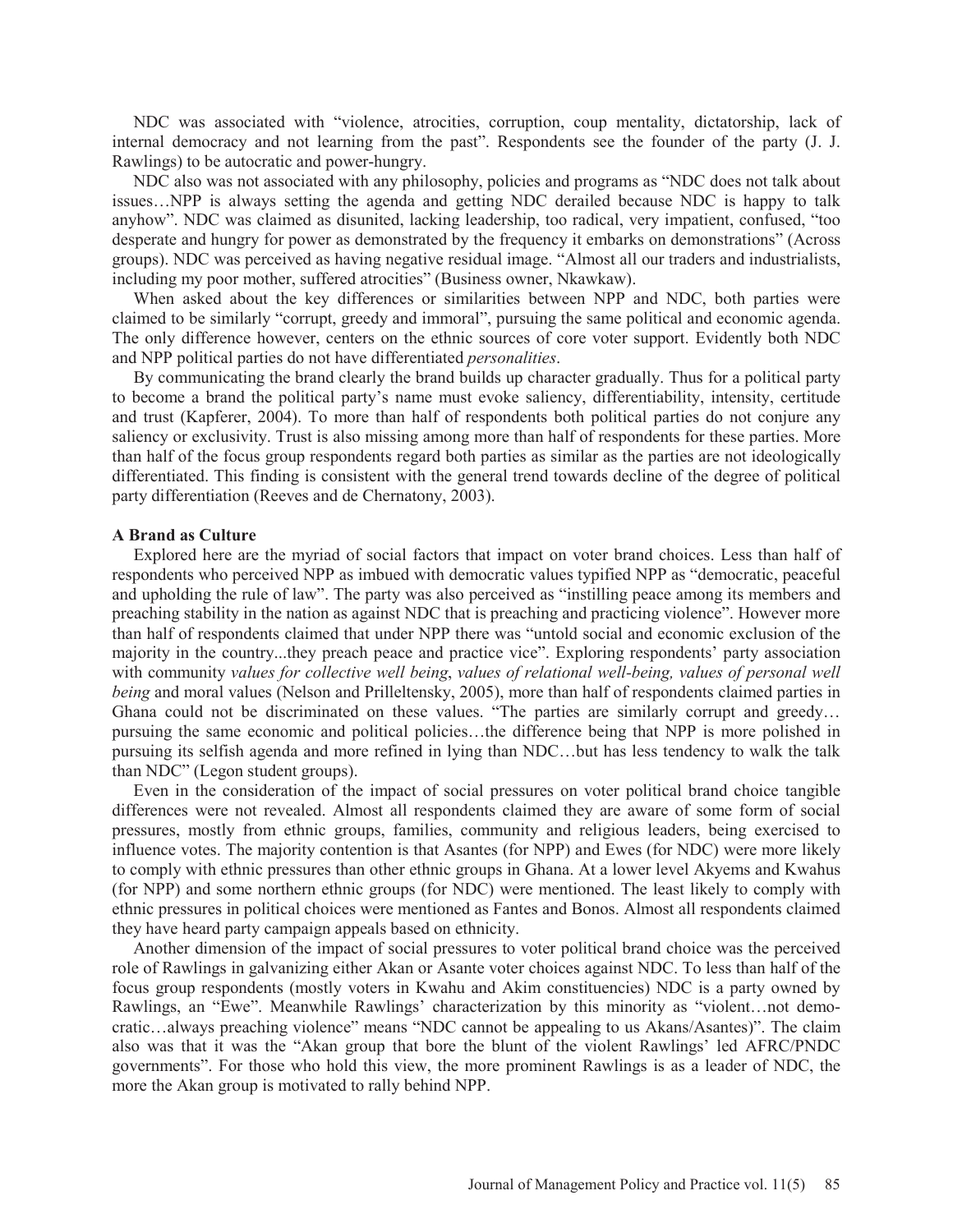NDC was associated with "violence, atrocities, corruption, coup mentality, dictatorship, lack of internal democracy and not learning from the past". Respondents see the founder of the party (J. J. Rawlings) to be autocratic and power-hungry.

NDC also was not associated with any philosophy, policies and programs as "NDC does not talk about issues…NPP is always setting the agenda and getting NDC derailed because NDC is happy to talk anyhow". NDC was claimed as disunited, lacking leadership, too radical, very impatient, confused, "too desperate and hungry for power as demonstrated by the frequency it embarks on demonstrations" (Across groups). NDC was perceived as having negative residual image. "Almost all our traders and industrialists, including my poor mother, suffered atrocities" (Business owner, Nkawkaw).

When asked about the key differences or similarities between NPP and NDC, both parties were claimed to be similarly "corrupt, greedy and immoral", pursuing the same political and economic agenda. The only difference however, centers on the ethnic sources of core voter support. Evidently both NDC and NPP political parties do not have differentiated *personalities*.

By communicating the brand clearly the brand builds up character gradually. Thus for a political party to become a brand the political party's name must evoke saliency, differentiability, intensity, certitude and trust (Kapferer, 2004). To more than half of respondents both political parties do not conjure any saliency or exclusivity. Trust is also missing among more than half of respondents for these parties. More than half of the focus group respondents regard both parties as similar as the parties are not ideologically differentiated. This finding is consistent with the general trend towards decline of the degree of political party differentiation (Reeves and de Chernatony, 2003).

**A Brand as Culture**

Explored here are the myriad of social factors that impact on voter brand choices. Less than half of respondents who perceived NPP as imbued with democratic values typified NPP as "democratic, peaceful and upholding the rule of law". The party was also perceived as "instilling peace among its members and preaching stability in the nation as against NDC that is preaching and practicing violence". However more than half of respondents claimed that under NPP there was "untold social and economic exclusion of the majority in the country...they preach peace and practice vice". Exploring respondents' party association with community *values for collective well being*, *values of relational well-being, values of personal well being* and moral values (Nelson and Prilleltensky, 2005), more than half of respondents claimed parties in Ghana could not be discriminated on these values. "The parties are similarly corrupt and greedy… pursuing the same economic and political policies…the difference being that NPP is more polished in pursuing its selfish agenda and more refined in lying than NDC…but has less tendency to walk the talk than NDC" (Legon student groups).

Even in the consideration of the impact of social pressures on voter political brand choice tangible differences were not revealed. Almost all respondents claimed they are aware of some form of social pressures, mostly from ethnic groups, families, community and religious leaders, being exercised to influence votes. The majority contention is that Asantes (for NPP) and Ewes (for NDC) were more likely to comply with ethnic pressures than other ethnic groups in Ghana. At a lower level Akyems and Kwahus (for NPP) and some northern ethnic groups (for NDC) were mentioned. The least likely to comply with ethnic pressures in political choices were mentioned as Fantes and Bonos. Almost all respondents claimed they have heard party campaign appeals based on ethnicity.

Another dimension of the impact of social pressures to voter political brand choice was the perceived role of Rawlings in galvanizing either Akan or Asante voter choices against NDC. To less than half of the focus group respondents (mostly voters in Kwahu and Akim constituencies) NDC is a party owned by Rawlings, an "Ewe". Meanwhile Rawlings' characterization by this minority as "violent…not democratic…always preaching violence" means "NDC cannot be appealing to us Akans/Asantes)". The claim also was that it was the "Akan group that bore the blunt of the violent Rawlings' led AFRC/PNDC governments". For those who hold this view, the more prominent Rawlings is as a leader of NDC, the more the Akan group is motivated to rally behind NPP.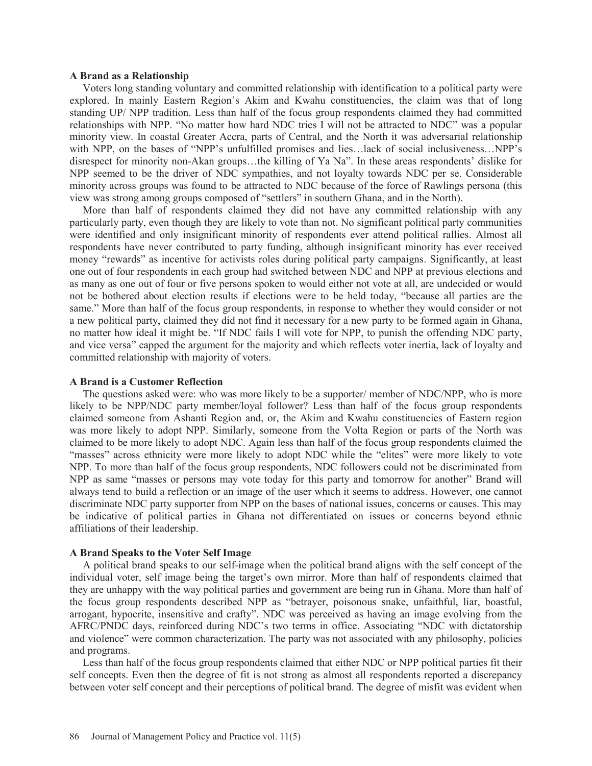### A Brand as a Relationship

Voters long standing voluntary and committed relationship with identification to a political party were explored. In mainly Eastern Region's Akim and Kwahu constituencies, the claim was that of long standing UP/ NPP tradition. Less than half of the focus group respondents claimed they had committed relationships with NPP. "No matter how hard NDC tries I will not be attracted to NDC" was a popular minority view. In coastal Greater Accra, parts of Central, and the North it was adversarial relationship with NPP, on the bases of "NPP's unfulfilled promises and lies…lack of social inclusiveness…NPP's disrespect for minority non-Akan groups…the killing of Ya Na". In these areas respondents' dislike for NPP seemed to be the driver of NDC sympathies, and not loyalty towards NDC per se. Considerable minority across groups was found to be attracted to NDC because of the force of Rawlings persona (this view was strong among groups composed of "settlers" in southern Ghana, and in the North).

More than half of respondents claimed they did not have any committed relationship with any particularly party, even though they are likely to vote than not. No significant political party communities were identified and only insignificant minority of respondents ever attend political rallies. Almost all respondents have never contributed to party funding, although insignificant minority has ever received money "rewards" as incentive for activists roles during political party campaigns. Significantly, at least one out of four respondents in each group had switched between NDC and NPP at previous elections and as many as one out of four or five persons spoken to would either not vote at all, are undecided or would not be bothered about election results if elections were to be held today, "because all parties are the same." More than half of the focus group respondents, in response to whether they would consider or not a new political party, claimed they did not find it necessary for a new party to be formed again in Ghana, no matter how ideal it might be. "If NDC fails I will vote for NPP, to punish the offending NDC party, and vice versa" capped the argument for the majority and which reflects voter inertia, lack of loyalty and committed relationship with majority of voters.

### A Brand is a Customer Reflection

The questions asked were: who was more likely to be a supporter/ member of NDC/NPP, who is more likely to be NPP/NDC party member/loyal follower? Less than half of the focus group respondents claimed someone from Ashanti Region and, or, the Akim and Kwahu constituencies of Eastern region was more likely to adopt NPP. Similarly, someone from the Volta Region or parts of the North was claimed to be more likely to adopt NDC. Again less than half of the focus group respondents claimed the "masses" across ethnicity were more likely to adopt NDC while the "elites" were more likely to vote NPP. To more than half of the focus group respondents, NDC followers could not be discriminated from NPP as same "masses or persons may vote today for this party and tomorrow for another" Brand will always tend to build a reflection or an image of the user which it seems to address. However, one cannot discriminate NDC party supporter from NPP on the bases of national issues, concerns or causes. This may be indicative of political parties in Ghana not differentiated on issues or concerns beyond ethnic affiliations of their leadership.

### A Brand Speaks to the Voter Self Image

A political brand speaks to our self-image when the political brand aligns with the self concept of the individual voter, self image being the target's own mirror. More than half of respondents claimed that they are unhappy with the way political parties and government are being run in Ghana. More than half of the focus group respondents described NPP as "betrayer, poisonous snake, unfaithful, liar, boastful, arrogant, hypocrite, insensitive and crafty". NDC was perceived as having an image evolving from the AFRC/PNDC days, reinforced during NDC's two terms in office. Associating "NDC with dictatorship and violence" were common characterization. The party was not associated with any philosophy, policies and programs.

Less than half of the focus group respondents claimed that either NDC or NPP political parties fit their self concepts. Even then the degree of fit is not strong as almost all respondents reported a discrepancy between voter self concept and their perceptions of political brand. The degree of misfit was evident when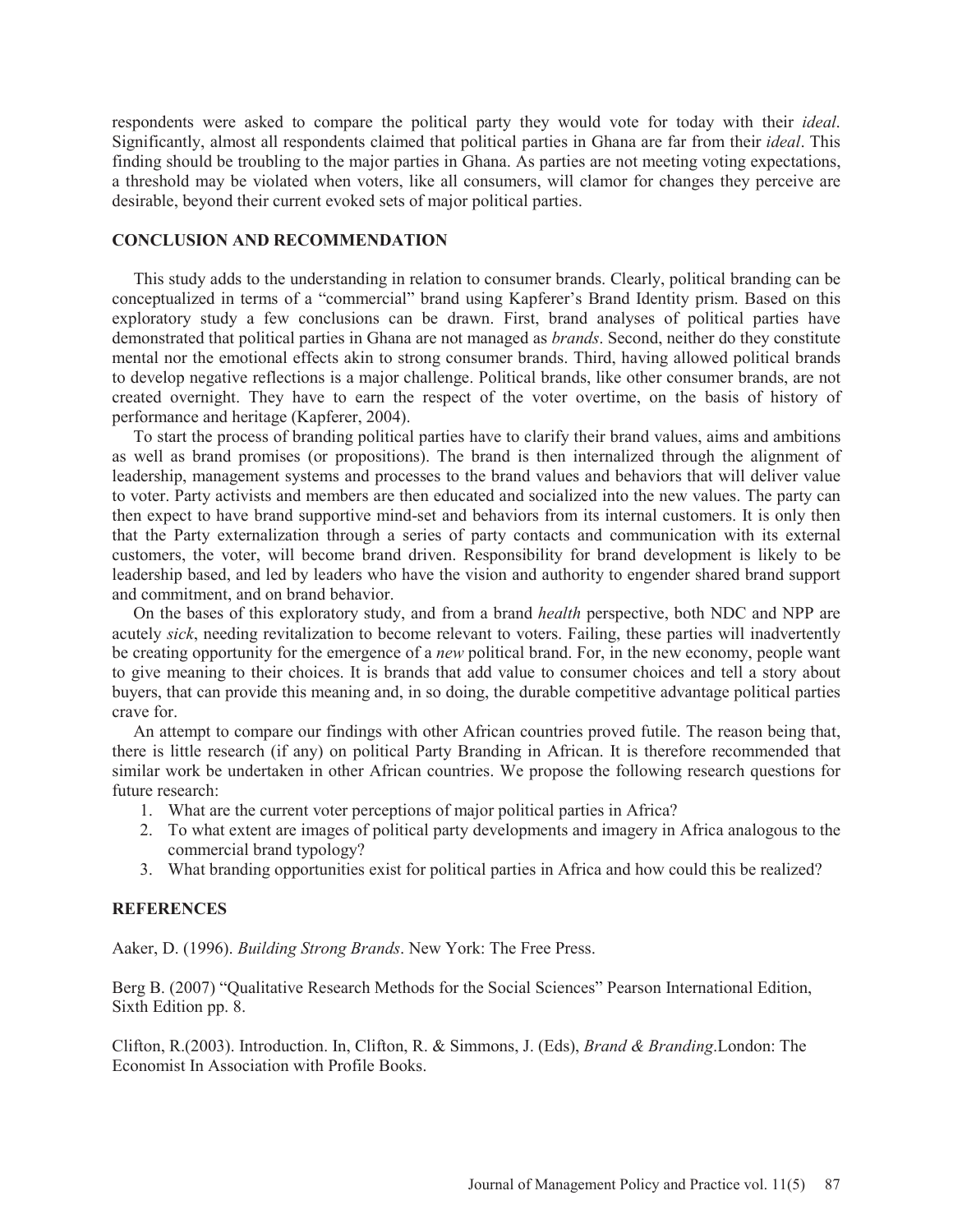respondents were asked to compare the political party they would vote for today with their *ideal*. Significantly, almost all respondents claimed that political parties in Ghana are far from their *ideal*. This finding should be troubling to the major parties in Ghana. As parties are not meeting voting expectations, a threshold may be violated when voters, like all consumers, will clamor for changes they perceive are desirable, beyond their current evoked sets of major political parties.

## CONCLUSION AND RECOMMENDATION

This study adds to the understanding in relation to consumer brands. Clearly, political branding can be conceptualized in terms of a "commercial" brand using Kapferer's Brand Identity prism. Based on this exploratory study a few conclusions can be drawn. First, brand analyses of political parties have demonstrated that political parties in Ghana are not managed as *brands*. Second, neither do they constitute mental nor the emotional effects akin to strong consumer brands. Third, having allowed political brands to develop negative reflections is a major challenge. Political brands, like other consumer brands, are not created overnight. They have to earn the respect of the voter overtime, on the basis of history of performance and heritage (Kapferer, 2004).

To start the process of branding political parties have to clarify their brand values, aims and ambitions as well as brand promises (or propositions). The brand is then internalized through the alignment of leadership, management systems and processes to the brand values and behaviors that will deliver value to voter. Party activists and members are then educated and socialized into the new values. The party can then expect to have brand supportive mind-set and behaviors from its internal customers. It is only then that the Party externalization through a series of party contacts and communication with its external customers, the voter, will become brand driven. Responsibility for brand development is likely to be leadership based, and led by leaders who have the vision and authority to engender shared brand support and commitment, and on brand behavior.

On the bases of this exploratory study, and from a brand *health* perspective, both NDC and NPP are acutely *sick*, needing revitalization to become relevant to voters. Failing, these parties will inadvertently be creating opportunity for the emergence of a *new* political brand. For, in the new economy, people want to give meaning to their choices. It is brands that add value to consumer choices and tell a story about buyers, that can provide this meaning and, in so doing, the durable competitive advantage political parties crave for.

An attempt to compare our findings with other African countries proved futile. The reason being that, there is little research (if any) on political Party Branding in African. It is therefore recommended that similar work be undertaken in other African countries. We propose the following research questions for future research:

1. What are the current voter perceptions of major political parties in Africa?
2. To what extent are images of political party developments and imagery in Africa analogous to the commercial brand typology?
3. What branding opportunities exist for political parties in Africa and how could this be realized?

## REFERENCES

Aaker, D. (1996). *Building Strong Brands*. New York: The Free Press.

Berg B. (2007) "Qualitative Research Methods for the Social Sciences" Pearson International Edition, Sixth Edition pp. 8.

Clifton, R.(2003). Introduction. In, Clifton, R. & Simmons, J. (Eds), *Brand & Branding*.London: The Economist In Association with Profile Books.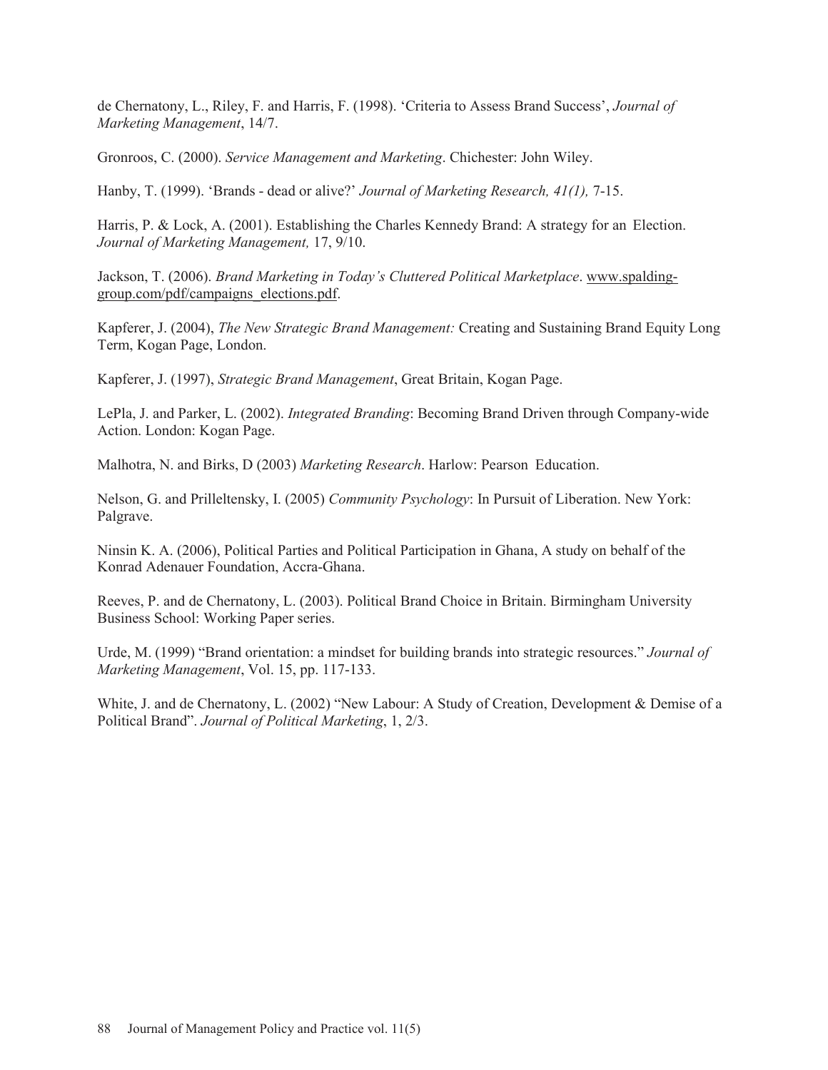de Chernatony, L., Riley, F. and Harris, F. (1998). 'Criteria to Assess Brand Success', *Journal of Marketing Management*, 14/7.

Gronroos, C. (2000). *Service Management and Marketing*. Chichester: John Wiley.

Hanby, T. (1999). 'Brands - dead or alive?' *Journal of Marketing Research, 41(1),* 7-15.

Harris, P. & Lock, A. (2001). Establishing the Charles Kennedy Brand: A strategy for an Election. *Journal of Marketing Management,* 17, 9/10.

Jackson, T. (2006). *Brand Marketing in Today's Cluttered Political Marketplace*. www.spalding-group.com/pdf/campaigns_elections.pdf.

Kapferer, J. (2004), *The New Strategic Brand Management:* Creating and Sustaining Brand Equity Long Term, Kogan Page, London.

Kapferer, J. (1997), *Strategic Brand Management*, Great Britain, Kogan Page.

LePla, J. and Parker, L. (2002). *Integrated Branding*: Becoming Brand Driven through Company-wide Action. London: Kogan Page.

Malhotra, N. and Birks, D (2003) *Marketing Research*. Harlow: Pearson Education.

Nelson, G. and Prilleltensky, I. (2005) *Community Psychology*: In Pursuit of Liberation. New York: Palgrave.

Ninsin K. A. (2006), Political Parties and Political Participation in Ghana, A study on behalf of the Konrad Adenauer Foundation, Accra-Ghana.

Reeves, P. and de Chernatony, L. (2003). Political Brand Choice in Britain. Birmingham University Business School: Working Paper series.

Urde, M. (1999) "Brand orientation: a mindset for building brands into strategic resources." *Journal of Marketing Management*, Vol. 15, pp. 117-133.

White, J. and de Chernatony, L. (2002) "New Labour: A Study of Creation, Development & Demise of a Political Brand". *Journal of Political Marketing*, 1, 2/3.